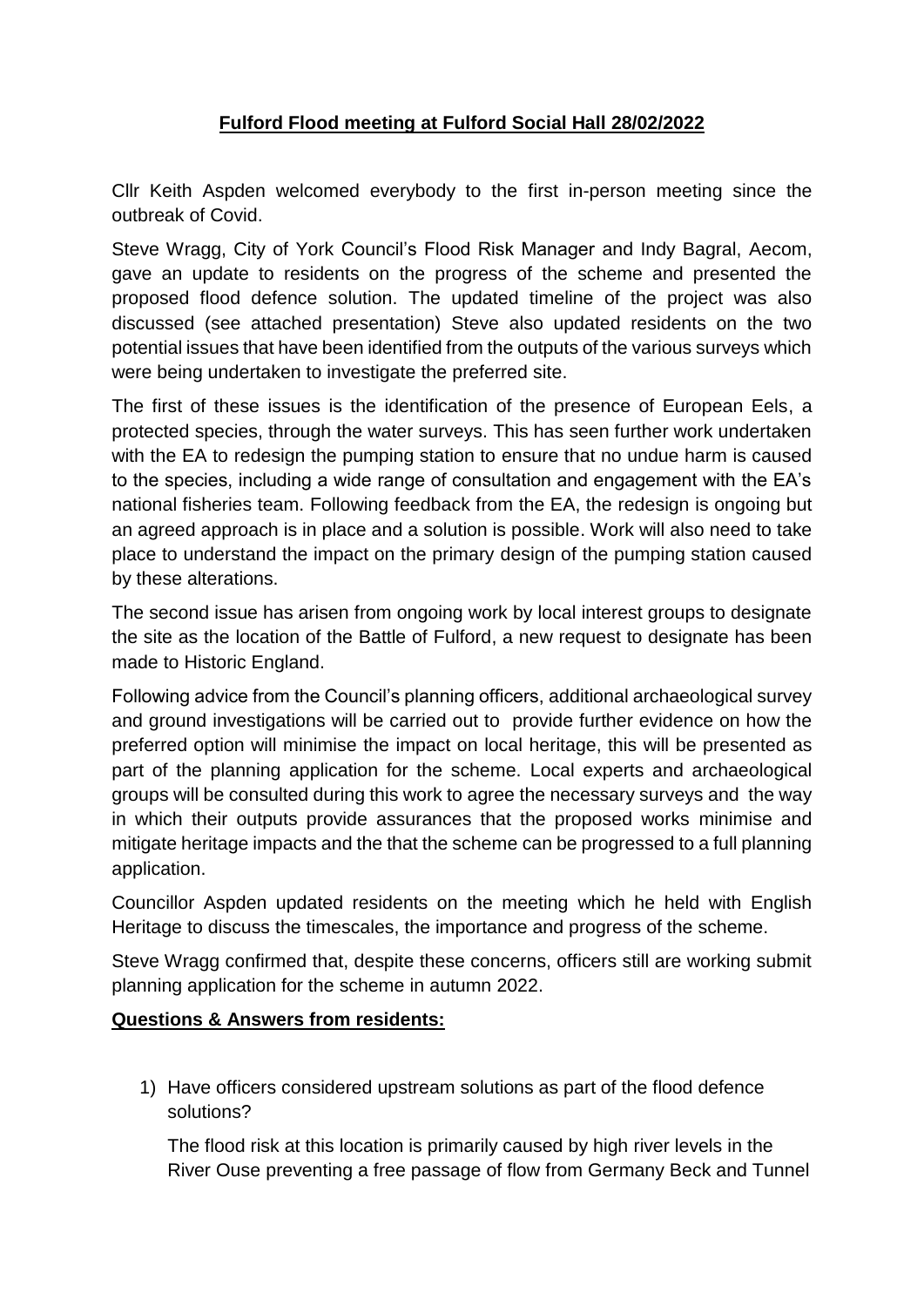**Fulford Flood meeting at Fulford Social Hall 28/02/2022**

Cllr Keith Aspden welcomed everybody to the first in-person meeting since the outbreak of Covid.

Steve Wragg, City of York Council's Flood Risk Manager and Indy Bagral, Aecom, gave an update to residents on the progress of the scheme and presented the proposed flood defence solution. The updated timeline of the project was also discussed (see attached presentation) Steve also updated residents on the two potential issues that have been identified from the outputs of the various surveys which were being undertaken to investigate the preferred site.

The first of these issues is the identification of the presence of European Eels, a protected species, through the water surveys. This has seen further work undertaken with the EA to redesign the pumping station to ensure that no undue harm is caused to the species, including a wide range of consultation and engagement with the EA's national fisheries team. Following feedback from the EA, the redesign is ongoing but an agreed approach is in place and a solution is possible. Work will also need to take place to understand the impact on the primary design of the pumping station caused by these alterations.

The second issue has arisen from ongoing work by local interest groups to designate the site as the location of the Battle of Fulford, a new request to designate has been made to Historic England.

Following advice from the Council's planning officers, additional archaeological survey and ground investigations will be carried out to provide further evidence on how the preferred option will minimise the impact on local heritage, this will be presented as part of the planning application for the scheme. Local experts and archaeological groups will be consulted during this work to agree the necessary surveys and the way in which their outputs provide assurances that the proposed works minimise and mitigate heritage impacts and the that the scheme can be progressed to a full planning application.

Councillor Aspden updated residents on the meeting which he held with English Heritage to discuss the timescales, the importance and progress of the scheme.

Steve Wragg confirmed that, despite these concerns, officers still are working submit planning application for the scheme in autumn 2022.

**Questions & Answers from residents:**

1) Have officers considered upstream solutions as part of the flood defence solutions?

   The flood risk at this location is primarily caused by high river levels in the River Ouse preventing a free passage of flow from Germany Beck and Tunnel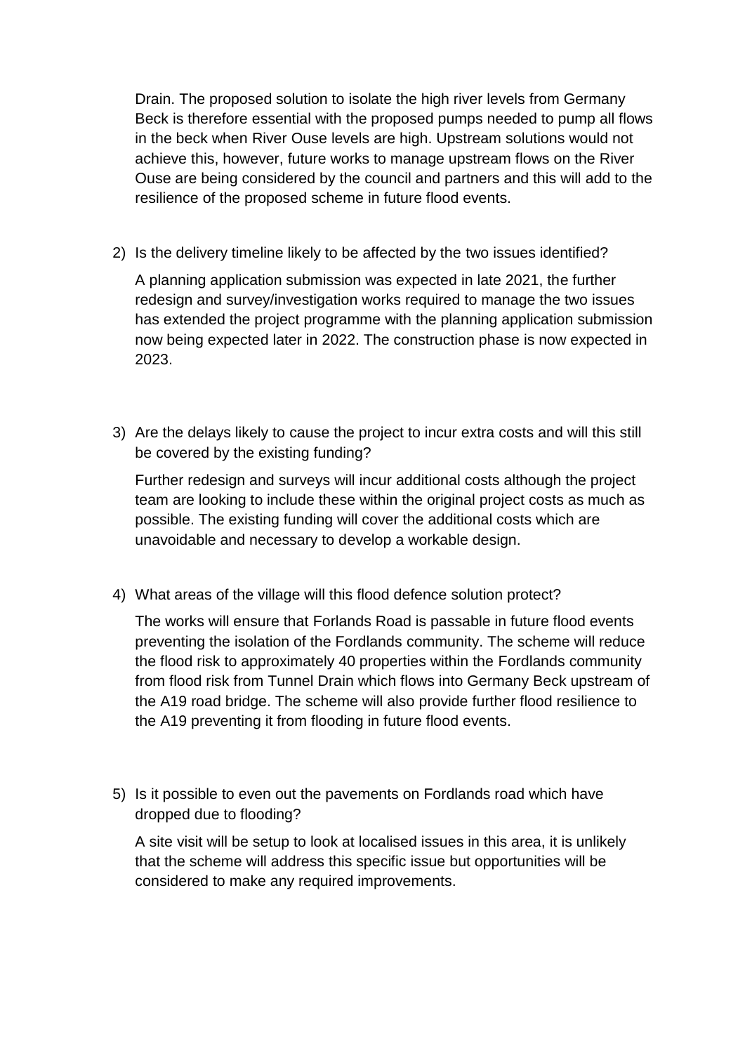Drain. The proposed solution to isolate the high river levels from Germany Beck is therefore essential with the proposed pumps needed to pump all flows in the beck when River Ouse levels are high. Upstream solutions would not achieve this, however, future works to manage upstream flows on the River Ouse are being considered by the council and partners and this will add to the resilience of the proposed scheme in future flood events.

2) Is the delivery timeline likely to be affected by the two issues identified?

   A planning application submission was expected in late 2021, the further redesign and survey/investigation works required to manage the two issues has extended the project programme with the planning application submission now being expected later in 2022. The construction phase is now expected in 2023.

3) Are the delays likely to cause the project to incur extra costs and will this still be covered by the existing funding?

   Further redesign and surveys will incur additional costs although the project team are looking to include these within the original project costs as much as possible. The existing funding will cover the additional costs which are unavoidable and necessary to develop a workable design.

4) What areas of the village will this flood defence solution protect?

   The works will ensure that Forlands Road is passable in future flood events preventing the isolation of the Fordlands community. The scheme will reduce the flood risk to approximately 40 properties within the Fordlands community from flood risk from Tunnel Drain which flows into Germany Beck upstream of the A19 road bridge. The scheme will also provide further flood resilience to the A19 preventing it from flooding in future flood events.

5) Is it possible to even out the pavements on Fordlands road which have dropped due to flooding?

   A site visit will be setup to look at localised issues in this area, it is unlikely that the scheme will address this specific issue but opportunities will be considered to make any required improvements.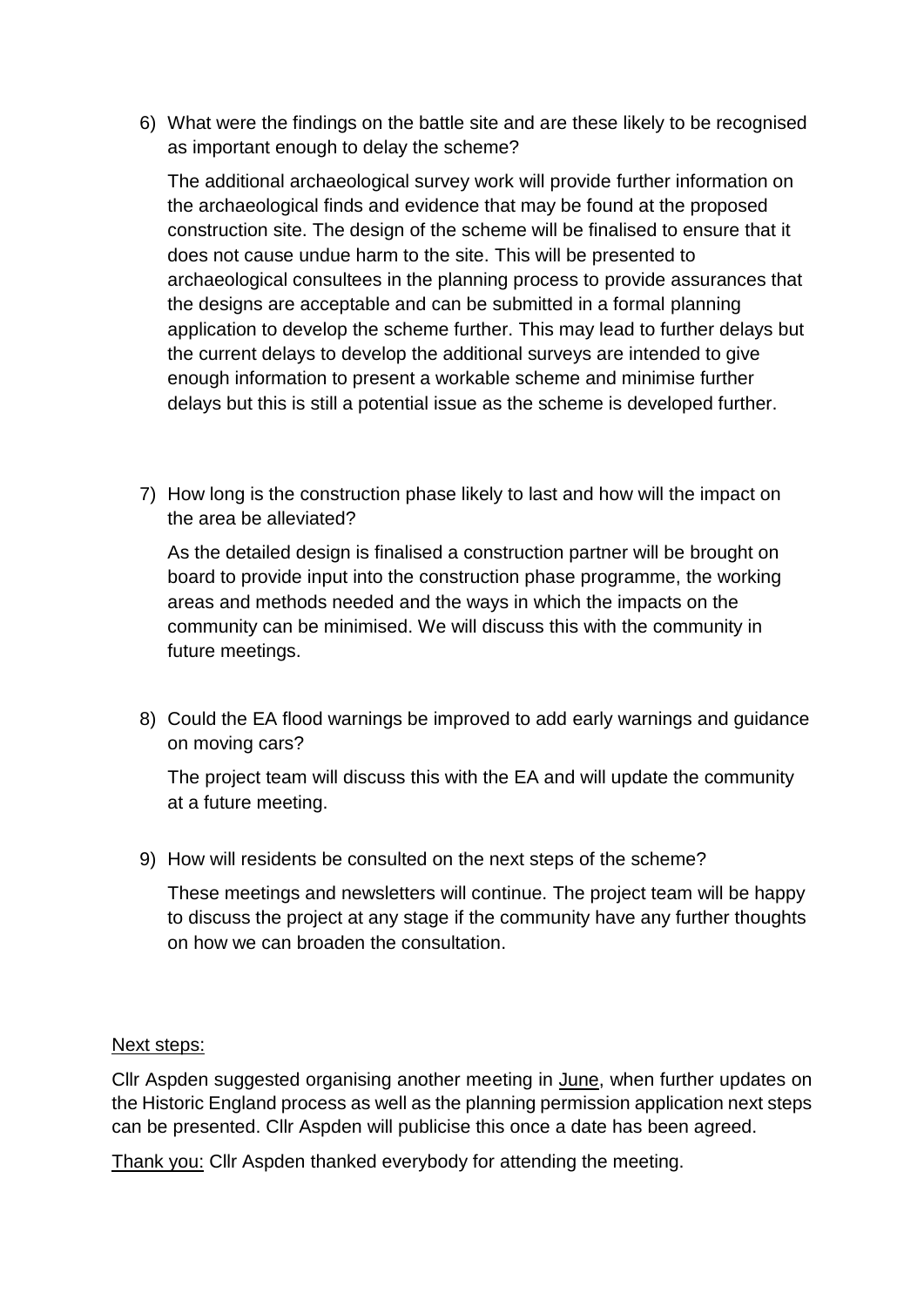6) What were the findings on the battle site and are these likely to be recognised as important enough to delay the scheme?

   The additional archaeological survey work will provide further information on the archaeological finds and evidence that may be found at the proposed construction site. The design of the scheme will be finalised to ensure that it does not cause undue harm to the site. This will be presented to archaeological consultees in the planning process to provide assurances that the designs are acceptable and can be submitted in a formal planning application to develop the scheme further. This may lead to further delays but the current delays to develop the additional surveys are intended to give enough information to present a workable scheme and minimise further delays but this is still a potential issue as the scheme is developed further.

7) How long is the construction phase likely to last and how will the impact on the area be alleviated?

   As the detailed design is finalised a construction partner will be brought on board to provide input into the construction phase programme, the working areas and methods needed and the ways in which the impacts on the community can be minimised. We will discuss this with the community in future meetings.

8) Could the EA flood warnings be improved to add early warnings and guidance on moving cars?

   The project team will discuss this with the EA and will update the community at a future meeting.

9) How will residents be consulted on the next steps of the scheme?

   These meetings and newsletters will continue. The project team will be happy to discuss the project at any stage if the community have any further thoughts on how we can broaden the consultation.

<u>Next steps:</u>

Cllr Aspden suggested organising another meeting in <u>June</u>, when further updates on the Historic England process as well as the planning permission application next steps can be presented. Cllr Aspden will publicise this once a date has been agreed.

<u>Thank you:</u> Cllr Aspden thanked everybody for attending the meeting.